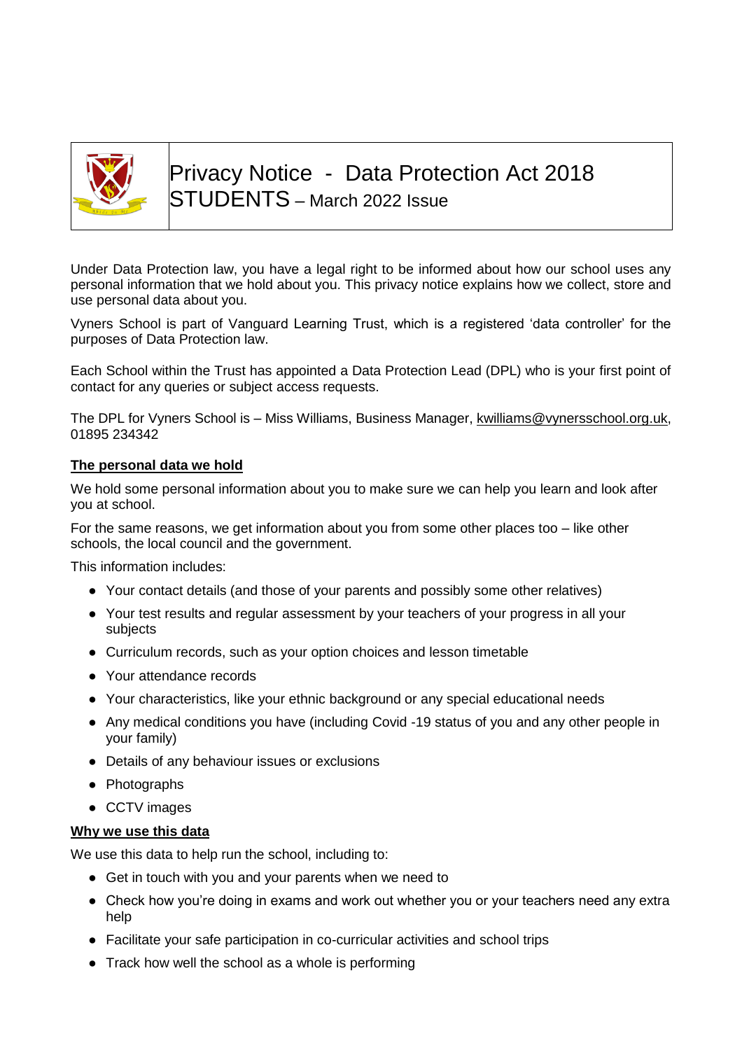# Privacy Notice - Data Protection Act 2018
## STUDENTS – March 2022 Issue

Under Data Protection law, you have a legal right to be informed about how our school uses any personal information that we hold about you. This privacy notice explains how we collect, store and use personal data about you.

Vyners School is part of Vanguard Learning Trust, which is a registered 'data controller' for the purposes of Data Protection law.

Each School within the Trust has appointed a Data Protection Lead (DPL) who is your first point of contact for any queries or subject access requests.

The DPL for Vyners School is – Miss Williams, Business Manager, kwilliams@vynersschool.org.uk, 01895 234342

**The personal data we hold**

We hold some personal information about you to make sure we can help you learn and look after you at school.

For the same reasons, we get information about you from some other places too – like other schools, the local council and the government.

This information includes:

- Your contact details (and those of your parents and possibly some other relatives)
- Your test results and regular assessment by your teachers of your progress in all your subjects
- Curriculum records, such as your option choices and lesson timetable
- Your attendance records
- Your characteristics, like your ethnic background or any special educational needs
- Any medical conditions you have (including Covid -19 status of you and any other people in your family)
- Details of any behaviour issues or exclusions
- Photographs
- CCTV images

**Why we use this data**

We use this data to help run the school, including to:

- Get in touch with you and your parents when we need to
- Check how you're doing in exams and work out whether you or your teachers need any extra help
- Facilitate your safe participation in co-curricular activities and school trips
- Track how well the school as a whole is performing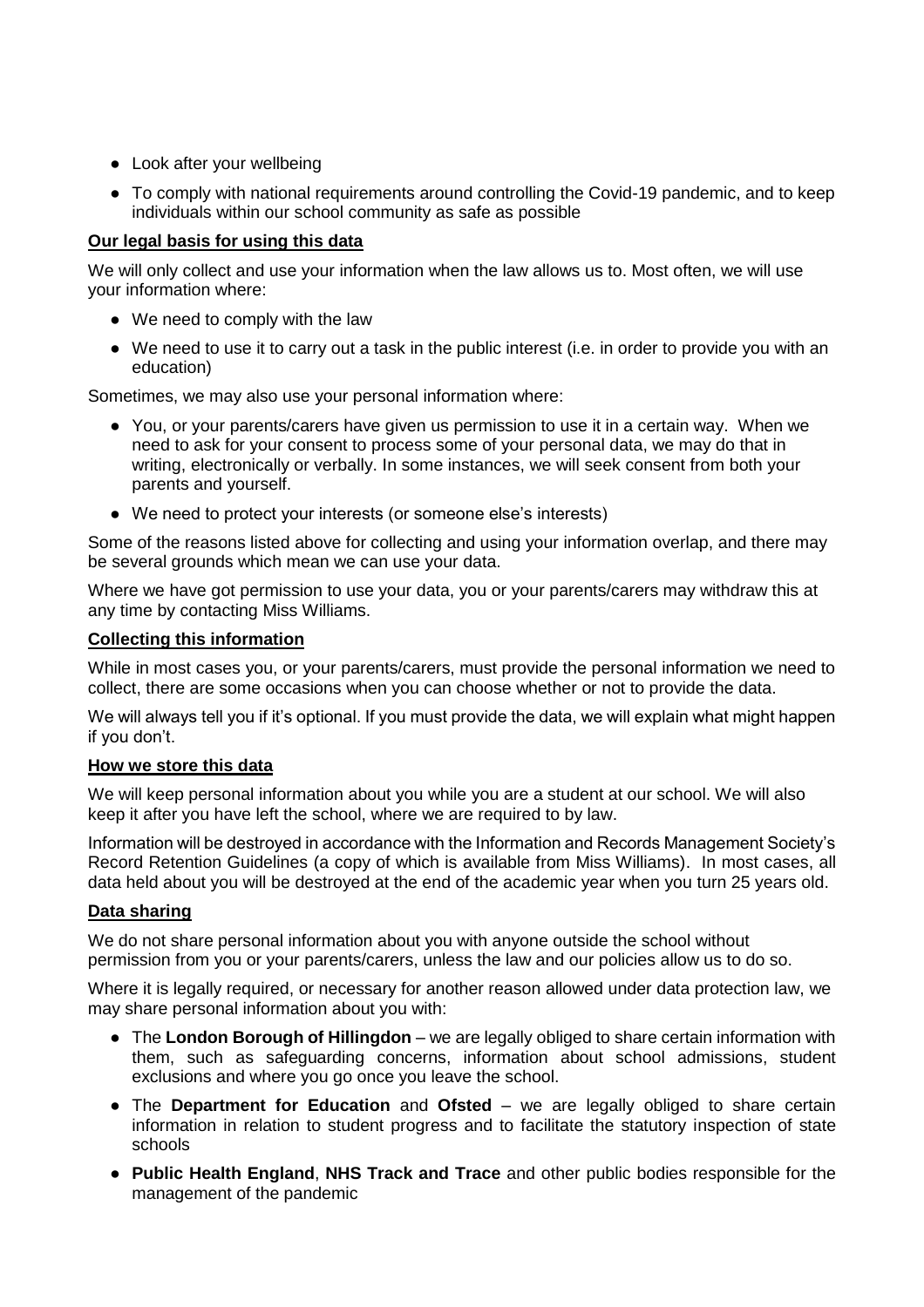- Look after your wellbeing
- To comply with national requirements around controlling the Covid-19 pandemic, and to keep individuals within our school community as safe as possible

**Our legal basis for using this data**

We will only collect and use your information when the law allows us to. Most often, we will use your information where:

- We need to comply with the law
- We need to use it to carry out a task in the public interest (i.e. in order to provide you with an education)

Sometimes, we may also use your personal information where:

- You, or your parents/carers have given us permission to use it in a certain way. When we need to ask for your consent to process some of your personal data, we may do that in writing, electronically or verbally. In some instances, we will seek consent from both your parents and yourself.
- We need to protect your interests (or someone else's interests)

Some of the reasons listed above for collecting and using your information overlap, and there may be several grounds which mean we can use your data.

Where we have got permission to use your data, you or your parents/carers may withdraw this at any time by contacting Miss Williams.

**Collecting this information**

While in most cases you, or your parents/carers, must provide the personal information we need to collect, there are some occasions when you can choose whether or not to provide the data.

We will always tell you if it's optional. If you must provide the data, we will explain what might happen if you don't.

**How we store this data**

We will keep personal information about you while you are a student at our school. We will also keep it after you have left the school, where we are required to by law.

Information will be destroyed in accordance with the Information and Records Management Society's Record Retention Guidelines (a copy of which is available from Miss Williams). In most cases, all data held about you will be destroyed at the end of the academic year when you turn 25 years old.

**Data sharing**

We do not share personal information about you with anyone outside the school without permission from you or your parents/carers, unless the law and our policies allow us to do so.

Where it is legally required, or necessary for another reason allowed under data protection law, we may share personal information about you with:

- The **London Borough of Hillingdon** – we are legally obliged to share certain information with them, such as safeguarding concerns, information about school admissions, student exclusions and where you go once you leave the school.
- The **Department for Education** and **Ofsted** – we are legally obliged to share certain information in relation to student progress and to facilitate the statutory inspection of state schools
- **Public Health England**, **NHS Track and Trace** and other public bodies responsible for the management of the pandemic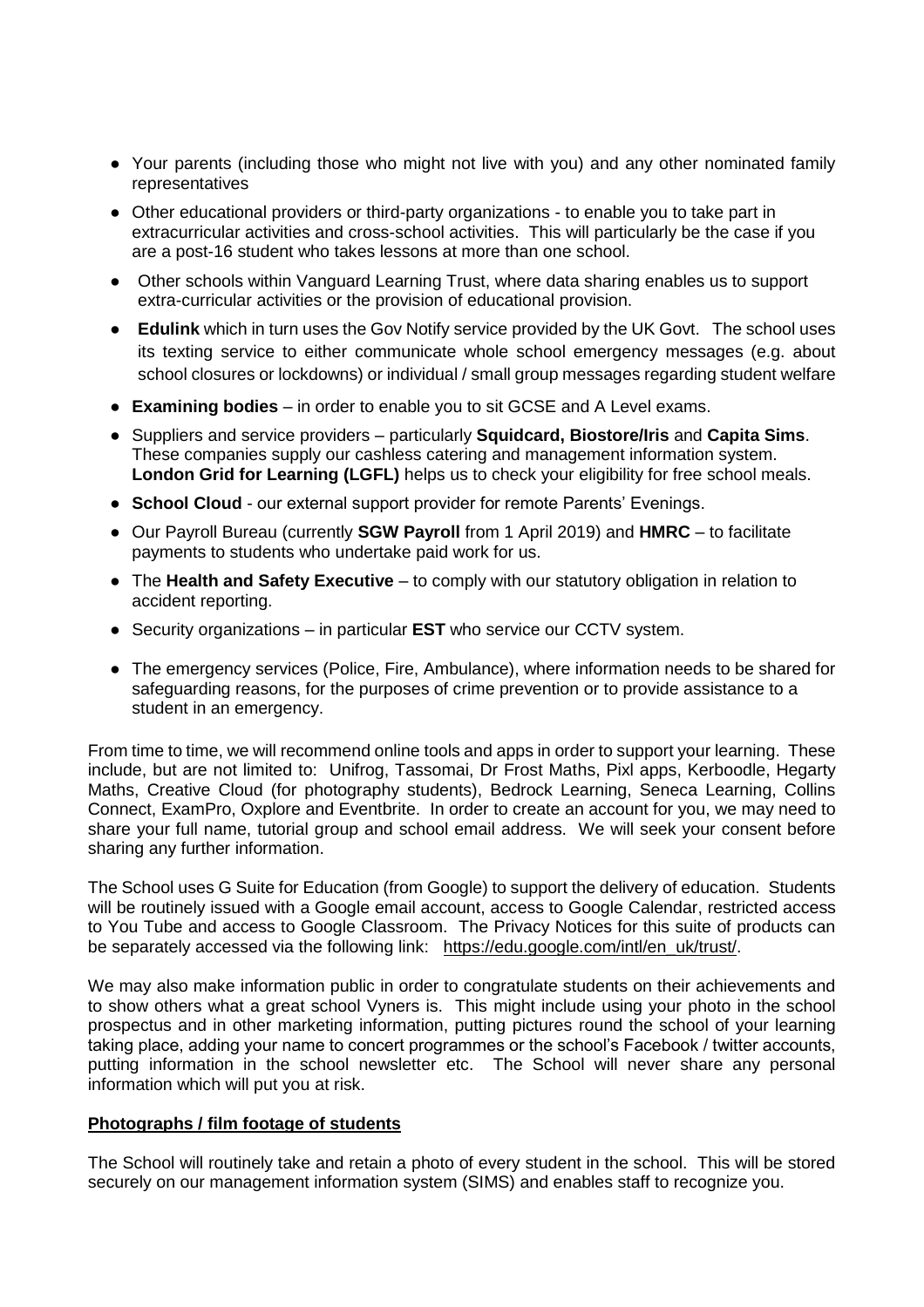- Your parents (including those who might not live with you) and any other nominated family representatives
- Other educational providers or third-party organizations - to enable you to take part in extracurricular activities and cross-school activities. This will particularly be the case if you are a post-16 student who takes lessons at more than one school.
- Other schools within Vanguard Learning Trust, where data sharing enables us to support extra-curricular activities or the provision of educational provision.
- **Edulink** which in turn uses the Gov Notify service provided by the UK Govt. The school uses its texting service to either communicate whole school emergency messages (e.g. about school closures or lockdowns) or individual / small group messages regarding student welfare
- **Examining bodies** – in order to enable you to sit GCSE and A Level exams.
- Suppliers and service providers – particularly **Squidcard, Biostore/Iris** and **Capita Sims**. These companies supply our cashless catering and management information system. **London Grid for Learning (LGFL)** helps us to check your eligibility for free school meals.
- **School Cloud** - our external support provider for remote Parents' Evenings.
- Our Payroll Bureau (currently **SGW Payroll** from 1 April 2019) and **HMRC** – to facilitate payments to students who undertake paid work for us.
- The **Health and Safety Executive** – to comply with our statutory obligation in relation to accident reporting.
- Security organizations – in particular **EST** who service our CCTV system.
- The emergency services (Police, Fire, Ambulance), where information needs to be shared for safeguarding reasons, for the purposes of crime prevention or to provide assistance to a student in an emergency.

From time to time, we will recommend online tools and apps in order to support your learning. These include, but are not limited to: Unifrog, Tassomai, Dr Frost Maths, Pixl apps, Kerboodle, Hegarty Maths, Creative Cloud (for photography students), Bedrock Learning, Seneca Learning, Collins Connect, ExamPro, Oxplore and Eventbrite. In order to create an account for you, we may need to share your full name, tutorial group and school email address. We will seek your consent before sharing any further information.

The School uses G Suite for Education (from Google) to support the delivery of education. Students will be routinely issued with a Google email account, access to Google Calendar, restricted access to You Tube and access to Google Classroom. The Privacy Notices for this suite of products can be separately accessed via the following link: https://edu.google.com/intl/en_uk/trust/.

We may also make information public in order to congratulate students on their achievements and to show others what a great school Vyners is. This might include using your photo in the school prospectus and in other marketing information, putting pictures round the school of your learning taking place, adding your name to concert programmes or the school's Facebook / twitter accounts, putting information in the school newsletter etc. The School will never share any personal information which will put you at risk.

**Photographs / film footage of students**

The School will routinely take and retain a photo of every student in the school. This will be stored securely on our management information system (SIMS) and enables staff to recognize you.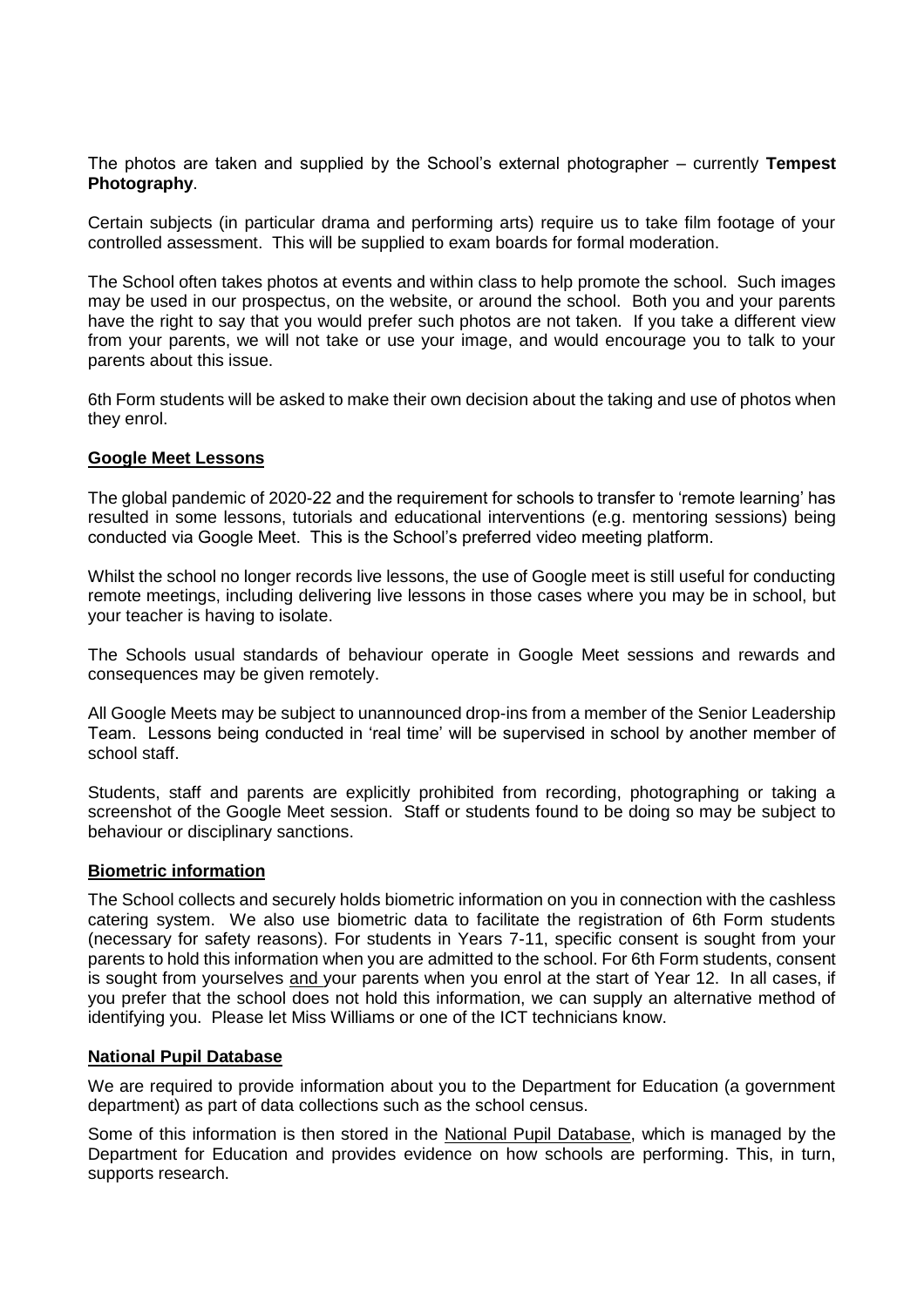The photos are taken and supplied by the School's external photographer – currently **Tempest Photography**.

Certain subjects (in particular drama and performing arts) require us to take film footage of your controlled assessment. This will be supplied to exam boards for formal moderation.

The School often takes photos at events and within class to help promote the school. Such images may be used in our prospectus, on the website, or around the school. Both you and your parents have the right to say that you would prefer such photos are not taken. If you take a different view from your parents, we will not take or use your image, and would encourage you to talk to your parents about this issue.

6th Form students will be asked to make their own decision about the taking and use of photos when they enrol.

## Google Meet Lessons

The global pandemic of 2020-22 and the requirement for schools to transfer to 'remote learning' has resulted in some lessons, tutorials and educational interventions (e.g. mentoring sessions) being conducted via Google Meet. This is the School's preferred video meeting platform.

Whilst the school no longer records live lessons, the use of Google meet is still useful for conducting remote meetings, including delivering live lessons in those cases where you may be in school, but your teacher is having to isolate.

The Schools usual standards of behaviour operate in Google Meet sessions and rewards and consequences may be given remotely.

All Google Meets may be subject to unannounced drop-ins from a member of the Senior Leadership Team. Lessons being conducted in 'real time' will be supervised in school by another member of school staff.

Students, staff and parents are explicitly prohibited from recording, photographing or taking a screenshot of the Google Meet session. Staff or students found to be doing so may be subject to behaviour or disciplinary sanctions.

## Biometric information

The School collects and securely holds biometric information on you in connection with the cashless catering system. We also use biometric data to facilitate the registration of 6th Form students (necessary for safety reasons). For students in Years 7-11, specific consent is sought from your parents to hold this information when you are admitted to the school. For 6th Form students, consent is sought from yourselves and your parents when you enrol at the start of Year 12. In all cases, if you prefer that the school does not hold this information, we can supply an alternative method of identifying you. Please let Miss Williams or one of the ICT technicians know.

## National Pupil Database

We are required to provide information about you to the Department for Education (a government department) as part of data collections such as the school census.

Some of this information is then stored in the National Pupil Database, which is managed by the Department for Education and provides evidence on how schools are performing. This, in turn, supports research.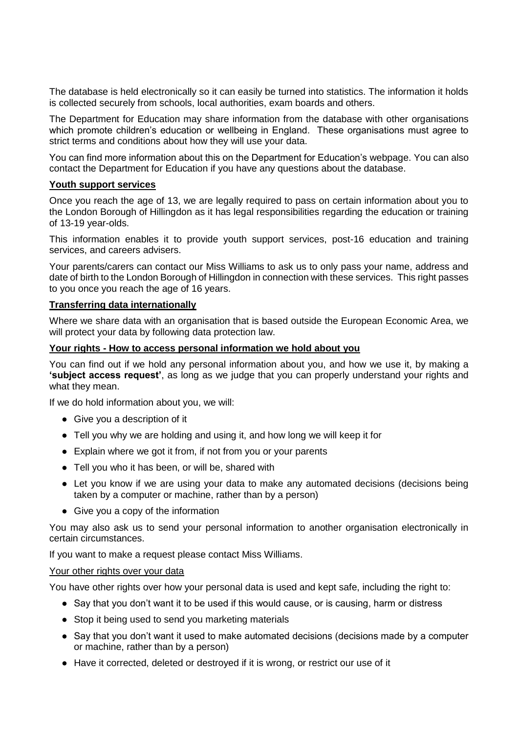The database is held electronically so it can easily be turned into statistics. The information it holds is collected securely from schools, local authorities, exam boards and others.

The Department for Education may share information from the database with other organisations which promote children's education or wellbeing in England. These organisations must agree to strict terms and conditions about how they will use your data.

You can find more information about this on the Department for Education's webpage. You can also contact the Department for Education if you have any questions about the database.

### Youth support services

Once you reach the age of 13, we are legally required to pass on certain information about you to the London Borough of Hillingdon as it has legal responsibilities regarding the education or training of 13-19 year-olds.

This information enables it to provide youth support services, post-16 education and training services, and careers advisers.

Your parents/carers can contact our Miss Williams to ask us to only pass your name, address and date of birth to the London Borough of Hillingdon in connection with these services. This right passes to you once you reach the age of 16 years.

### Transferring data internationally

Where we share data with an organisation that is based outside the European Economic Area, we will protect your data by following data protection law.

### Your rights - How to access personal information we hold about you

You can find out if we hold any personal information about you, and how we use it, by making a **'subject access request'**, as long as we judge that you can properly understand your rights and what they mean.

If we do hold information about you, we will:

- Give you a description of it
- Tell you why we are holding and using it, and how long we will keep it for
- Explain where we got it from, if not from you or your parents
- Tell you who it has been, or will be, shared with
- Let you know if we are using your data to make any automated decisions (decisions being taken by a computer or machine, rather than by a person)
- Give you a copy of the information

You may also ask us to send your personal information to another organisation electronically in certain circumstances.

If you want to make a request please contact Miss Williams.

#### Your other rights over your data

You have other rights over how your personal data is used and kept safe, including the right to:

- Say that you don't want it to be used if this would cause, or is causing, harm or distress
- Stop it being used to send you marketing materials
- Say that you don't want it used to make automated decisions (decisions made by a computer or machine, rather than by a person)
- Have it corrected, deleted or destroyed if it is wrong, or restrict our use of it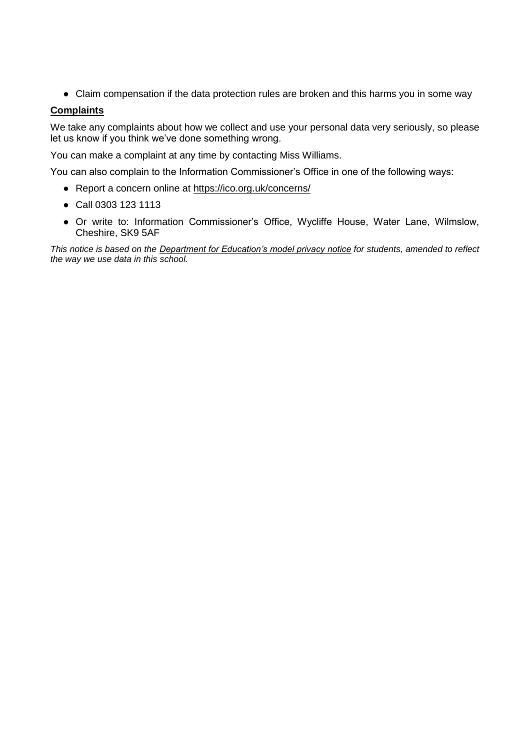- Claim compensation if the data protection rules are broken and this harms you in some way

## Complaints

We take any complaints about how we collect and use your personal data very seriously, so please let us know if you think we've done something wrong.

You can make a complaint at any time by contacting Miss Williams.

You can also complain to the Information Commissioner's Office in one of the following ways:

- Report a concern online at https://ico.org.uk/concerns/
- Call 0303 123 1113
- Or write to: Information Commissioner's Office, Wycliffe House, Water Lane, Wilmslow, Cheshire, SK9 5AF

*This notice is based on the Department for Education's model privacy notice for students, amended to reflect the way we use data in this school.*